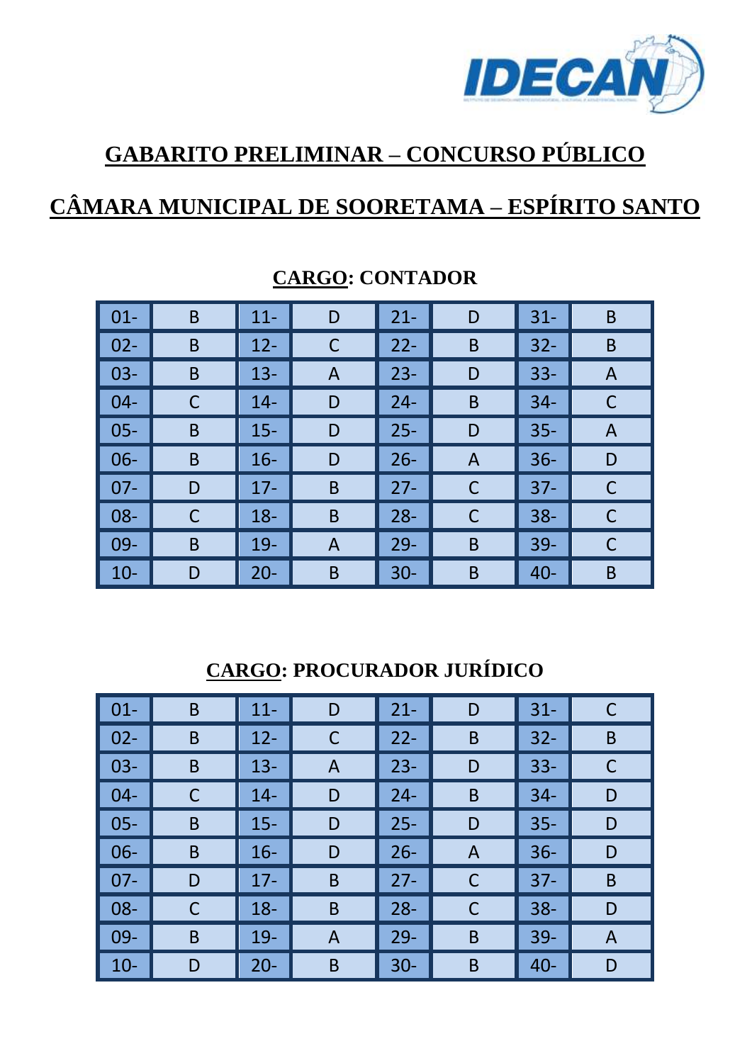# GABARITO PRELIMINAR – CONCURSO PÚBLICO

# CÂMARA MUNICIPAL DE SOORETAMA – ESPÍRITO SANTO

## CARGO: CONTADOR

| | | | | | | | |
|---|---|---|---|---|---|---|---|
| 01- | B | 11- | D | 21- | D | 31- | B |
| 02- | B | 12- | C | 22- | B | 32- | B |
| 03- | B | 13- | A | 23- | D | 33- | A |
| 04- | C | 14- | D | 24- | B | 34- | C |
| 05- | B | 15- | D | 25- | D | 35- | A |
| 06- | B | 16- | D | 26- | A | 36- | D |
| 07- | D | 17- | B | 27- | C | 37- | C |
| 08- | C | 18- | B | 28- | C | 38- | C |
| 09- | B | 19- | A | 29- | B | 39- | C |
| 10- | D | 20- | B | 30- | B | 40- | B |

## CARGO: PROCURADOR JURÍDICO

| | | | | | | | |
|---|---|---|---|---|---|---|---|
| 01- | B | 11- | D | 21- | D | 31- | C |
| 02- | B | 12- | C | 22- | B | 32- | B |
| 03- | B | 13- | A | 23- | D | 33- | C |
| 04- | C | 14- | D | 24- | B | 34- | D |
| 05- | B | 15- | D | 25- | D | 35- | D |
| 06- | B | 16- | D | 26- | A | 36- | D |
| 07- | D | 17- | B | 27- | C | 37- | B |
| 08- | C | 18- | B | 28- | C | 38- | D |
| 09- | B | 19- | A | 29- | B | 39- | A |
| 10- | D | 20- | B | 30- | B | 40- | D |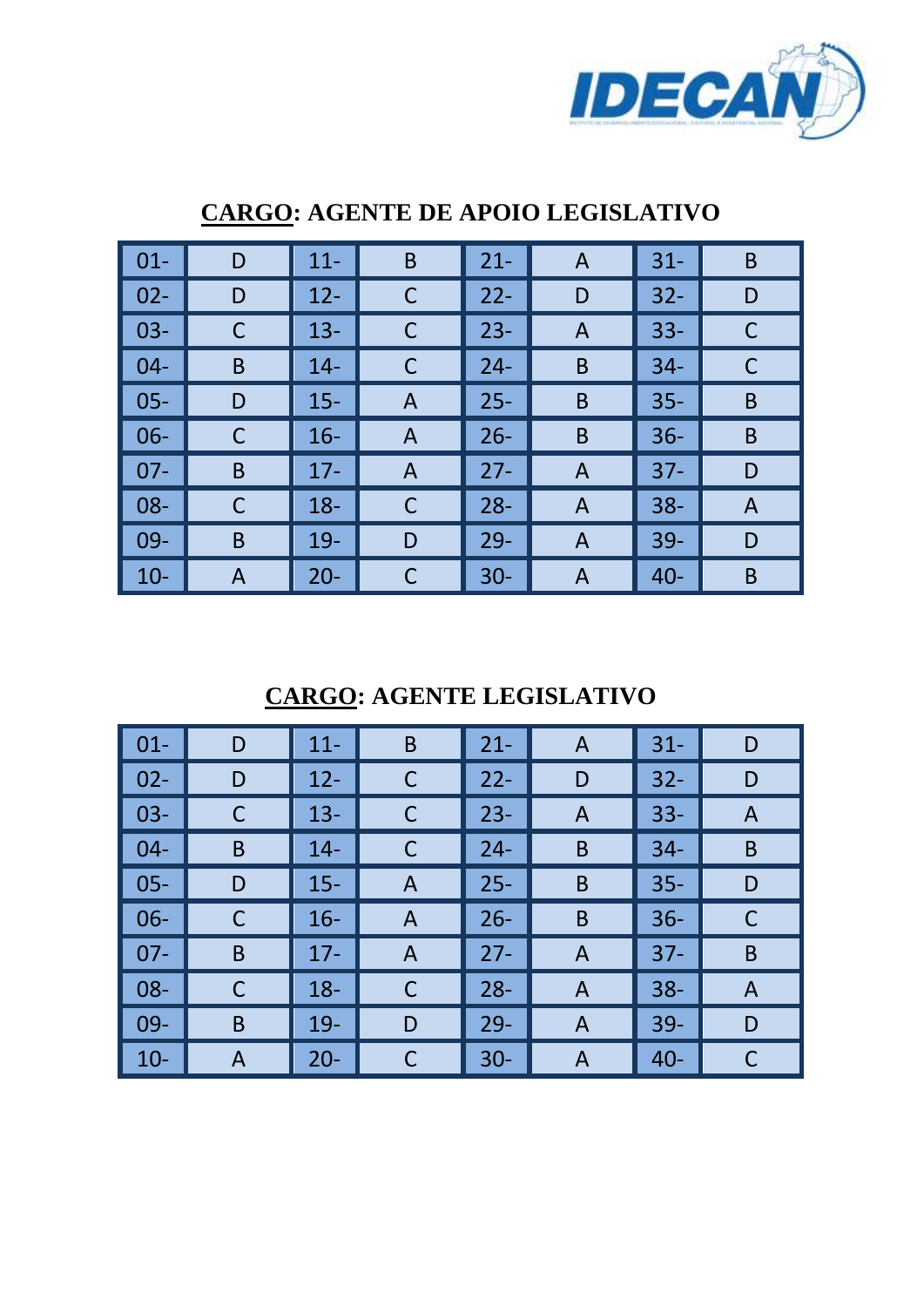## CARGO: AGENTE DE APOIO LEGISLATIVO

| | | | | | | | |
|---|---|---|---|---|---|---|---|
| 01- | D | 11- | B | 21- | A | 31- | B |
| 02- | D | 12- | C | 22- | D | 32- | D |
| 03- | C | 13- | C | 23- | A | 33- | C |
| 04- | B | 14- | C | 24- | B | 34- | C |
| 05- | D | 15- | A | 25- | B | 35- | B |
| 06- | C | 16- | A | 26- | B | 36- | B |
| 07- | B | 17- | A | 27- | A | 37- | D |
| 08- | C | 18- | C | 28- | A | 38- | A |
| 09- | B | 19- | D | 29- | A | 39- | D |
| 10- | A | 20- | C | 30- | A | 40- | B |

## CARGO: AGENTE LEGISLATIVO

| | | | | | | | |
|---|---|---|---|---|---|---|---|
| 01- | D | 11- | B | 21- | A | 31- | D |
| 02- | D | 12- | C | 22- | D | 32- | D |
| 03- | C | 13- | C | 23- | A | 33- | A |
| 04- | B | 14- | C | 24- | B | 34- | B |
| 05- | D | 15- | A | 25- | B | 35- | D |
| 06- | C | 16- | A | 26- | B | 36- | C |
| 07- | B | 17- | A | 27- | A | 37- | B |
| 08- | C | 18- | C | 28- | A | 38- | A |
| 09- | B | 19- | D | 29- | A | 39- | D |
| 10- | A | 20- | C | 30- | A | 40- | C |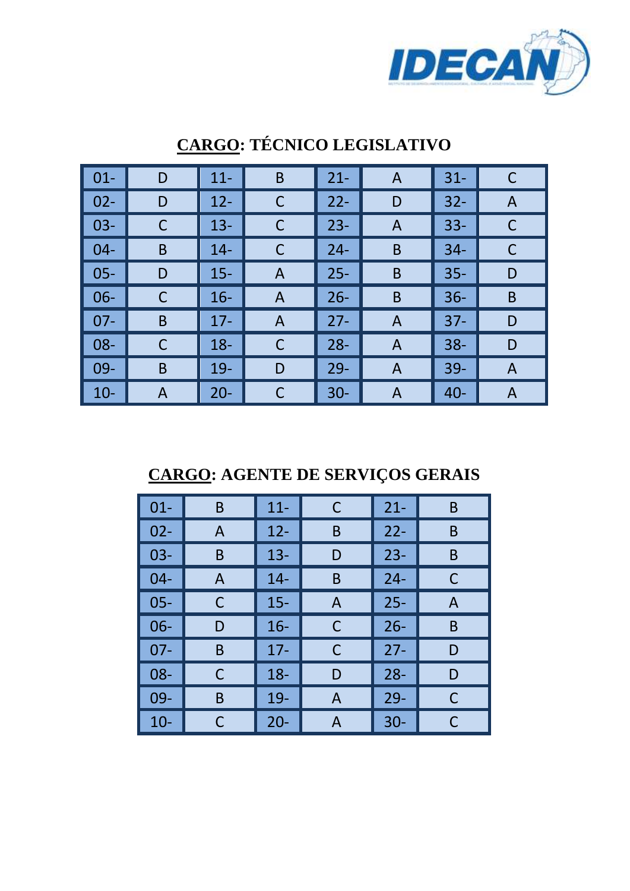## CARGO: TÉCNICO LEGISLATIVO

| | | | | | | | |
|---|---|---|---|---|---|---|---|
| 01- | D | 11- | B | 21- | A | 31- | C |
| 02- | D | 12- | C | 22- | D | 32- | A |
| 03- | C | 13- | C | 23- | A | 33- | C |
| 04- | B | 14- | C | 24- | B | 34- | C |
| 05- | D | 15- | A | 25- | B | 35- | D |
| 06- | C | 16- | A | 26- | B | 36- | B |
| 07- | B | 17- | A | 27- | A | 37- | D |
| 08- | C | 18- | C | 28- | A | 38- | D |
| 09- | B | 19- | D | 29- | A | 39- | A |
| 10- | A | 20- | C | 30- | A | 40- | A |

## CARGO: AGENTE DE SERVIÇOS GERAIS

| | | | | | |
|---|---|---|---|---|---|
| 01- | B | 11- | C | 21- | B |
| 02- | A | 12- | B | 22- | B |
| 03- | B | 13- | D | 23- | B |
| 04- | A | 14- | B | 24- | C |
| 05- | C | 15- | A | 25- | A |
| 06- | D | 16- | C | 26- | B |
| 07- | B | 17- | C | 27- | D |
| 08- | C | 18- | D | 28- | D |
| 09- | B | 19- | A | 29- | C |
| 10- | C | 20- | A | 30- | C |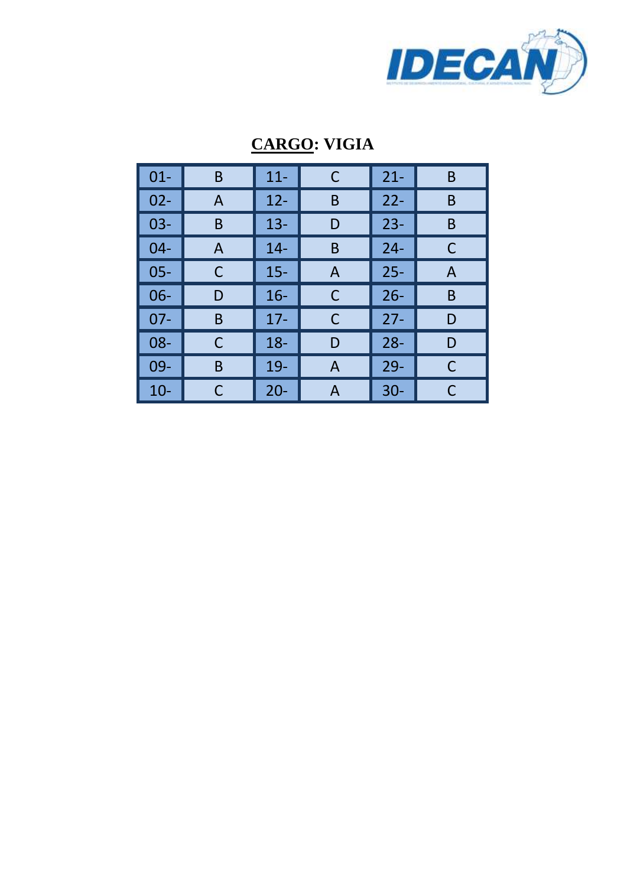## CARGO: VIGIA

| | | | | | |
|---|---|---|---|---|---|
| 01- | B | 11- | C | 21- | B |
| 02- | A | 12- | B | 22- | B |
| 03- | B | 13- | D | 23- | B |
| 04- | A | 14- | B | 24- | C |
| 05- | C | 15- | A | 25- | A |
| 06- | D | 16- | C | 26- | B |
| 07- | B | 17- | C | 27- | D |
| 08- | C | 18- | D | 28- | D |
| 09- | B | 19- | A | 29- | C |
| 10- | C | 20- | A | 30- | C |